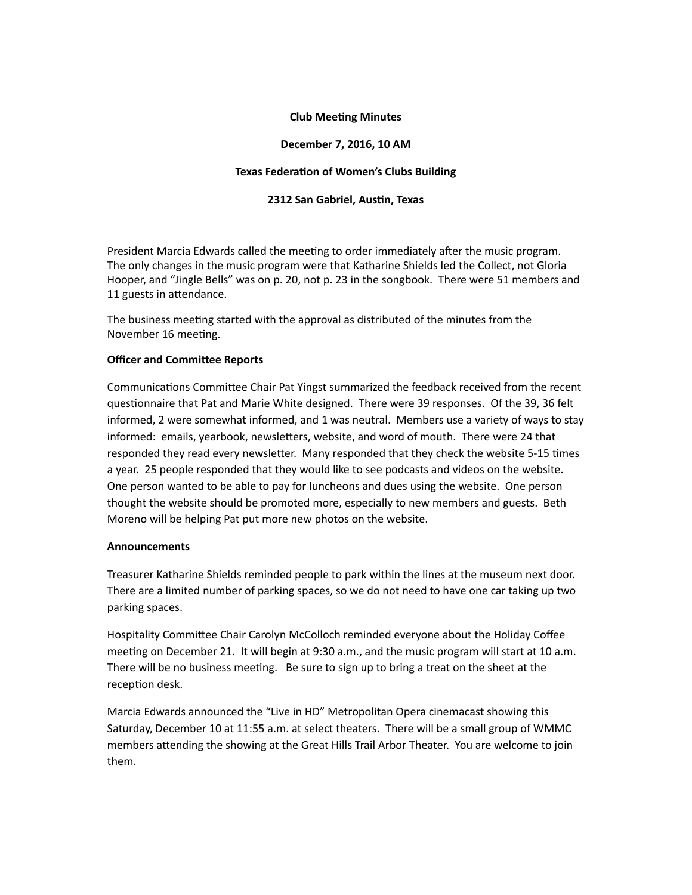**Club Meeting Minutes**

**December 7, 2016, 10 AM**

**Texas Federation of Women's Clubs Building**

**2312 San Gabriel, Austin, Texas**

President Marcia Edwards called the meeting to order immediately after the music program. The only changes in the music program were that Katharine Shields led the Collect, not Gloria Hooper, and "Jingle Bells" was on p. 20, not p. 23 in the songbook. There were 51 members and 11 guests in attendance.

The business meeting started with the approval as distributed of the minutes from the November 16 meeting.

**Officer and Committee Reports**

Communications Committee Chair Pat Yingst summarized the feedback received from the recent questionnaire that Pat and Marie White designed. There were 39 responses. Of the 39, 36 felt informed, 2 were somewhat informed, and 1 was neutral. Members use a variety of ways to stay informed: emails, yearbook, newsletters, website, and word of mouth. There were 24 that responded they read every newsletter. Many responded that they check the website 5-15 times a year. 25 people responded that they would like to see podcasts and videos on the website. One person wanted to be able to pay for luncheons and dues using the website. One person thought the website should be promoted more, especially to new members and guests. Beth Moreno will be helping Pat put more new photos on the website.

**Announcements**

Treasurer Katharine Shields reminded people to park within the lines at the museum next door. There are a limited number of parking spaces, so we do not need to have one car taking up two parking spaces.

Hospitality Committee Chair Carolyn McColloch reminded everyone about the Holiday Coffee meeting on December 21. It will begin at 9:30 a.m., and the music program will start at 10 a.m. There will be no business meeting. Be sure to sign up to bring a treat on the sheet at the reception desk.

Marcia Edwards announced the "Live in HD" Metropolitan Opera cinemacast showing this Saturday, December 10 at 11:55 a.m. at select theaters. There will be a small group of WMMC members attending the showing at the Great Hills Trail Arbor Theater. You are welcome to join them.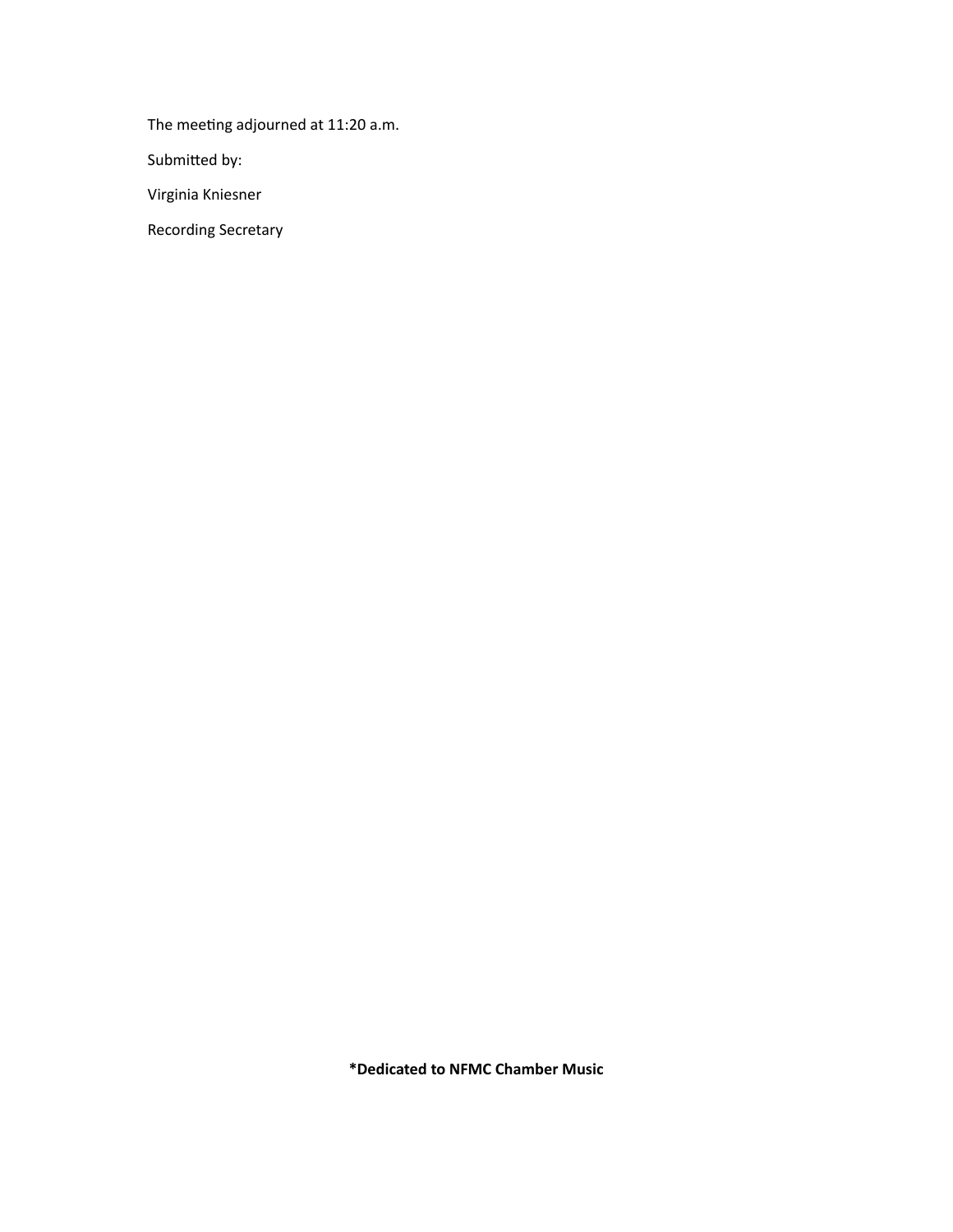The meeting adjourned at 11:20 a.m.

Submitted by:

Virginia Kniesner

Recording Secretary

**\*Dedicated to NFMC Chamber Music**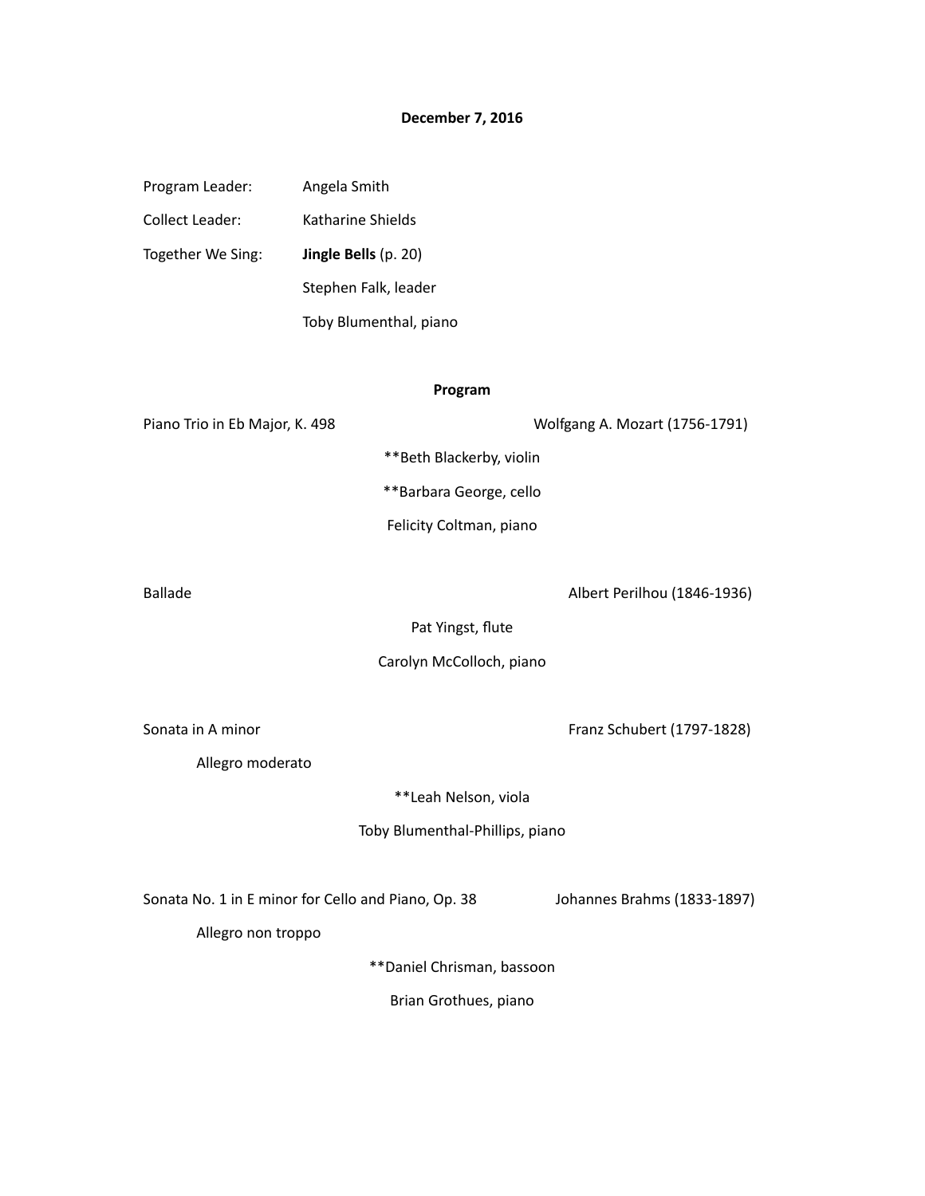**December 7, 2016**

Program Leader: Angela Smith

Collect Leader: Katharine Shields

Together We Sing: **Jingle Bells** (p. 20)

Stephen Falk, leader

Toby Blumenthal, piano

**Program**

Piano Trio in Eb Major, K. 498 — Wolfgang A. Mozart (1756-1791)

**Beth Blackerby, violin

**Barbara George, cello

Felicity Coltman, piano

Ballade — Albert Perilhou (1846-1936)

Pat Yingst, flute

Carolyn McColloch, piano

Sonata in A minor — Franz Schubert (1797-1828)

Allegro moderato

**Leah Nelson, viola

Toby Blumenthal-Phillips, piano

Sonata No. 1 in E minor for Cello and Piano, Op. 38 — Johannes Brahms (1833-1897)

Allegro non troppo

**Daniel Chrisman, bassoon

Brian Grothues, piano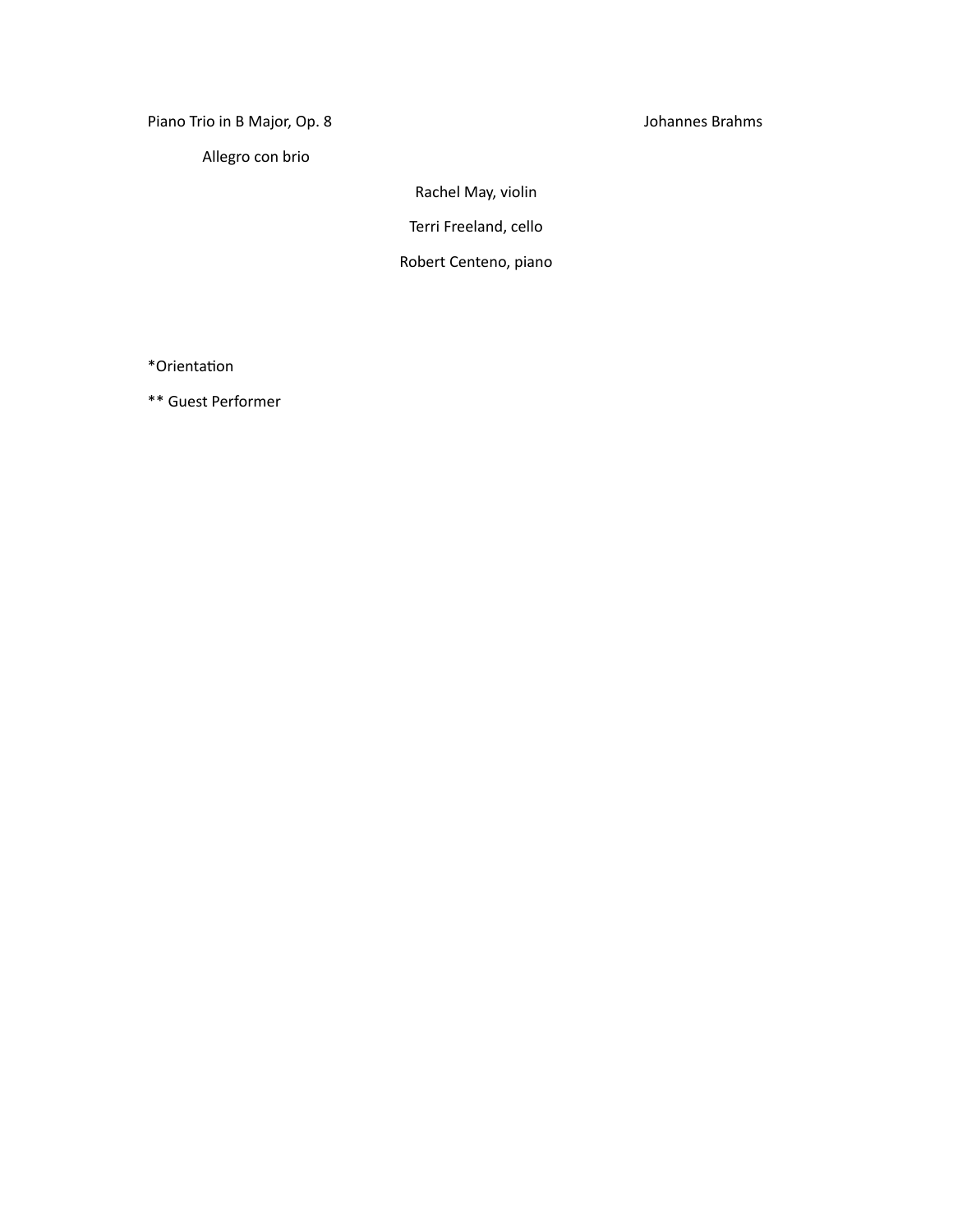Piano Trio in B Major, Op. 8 Johannes Brahms

Allegro con brio

Rachel May, violin

Terri Freeland, cello

Robert Centeno, piano

*Orientation

** Guest Performer